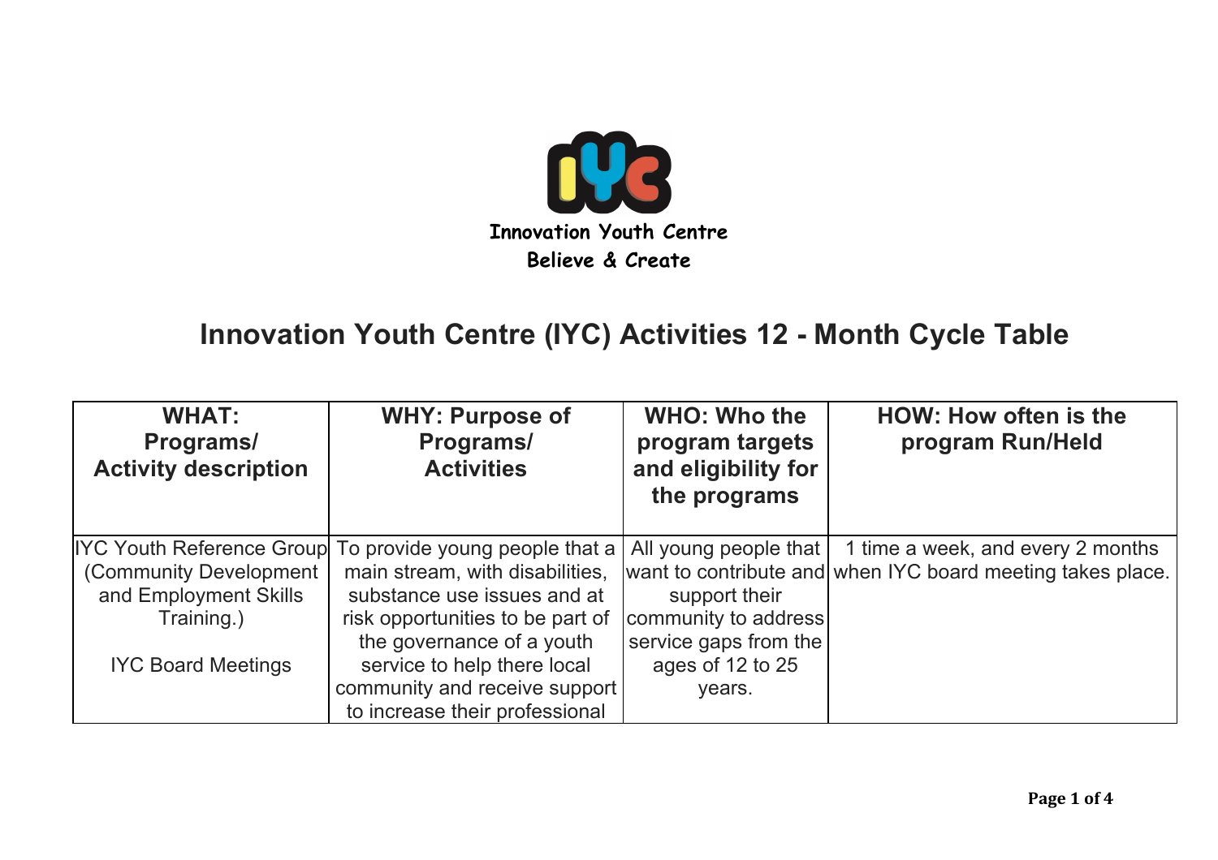Innovation Youth Centre

Believe & Create

# Innovation Youth Centre (IYC) Activities 12 - Month Cycle Table

| WHAT: Programs/ Activity description | WHY: Purpose of Programs/ Activities | WHO: Who the program targets and eligibility for the programs | HOW: How often is the program Run/Held |
|---|---|---|---|
| IYC Youth Reference Group (Community Development and Employment Skills Training.)<br><br>IYC Board Meetings | To provide young people that a main stream, with disabilities, substance use issues and at risk opportunities to be part of the governance of a youth service to help there local community and receive support to increase their professional | All young people that want to contribute and support their community to address service gaps from the ages of 12 to 25 years. | 1 time a week, and every 2 months when IYC board meeting takes place. |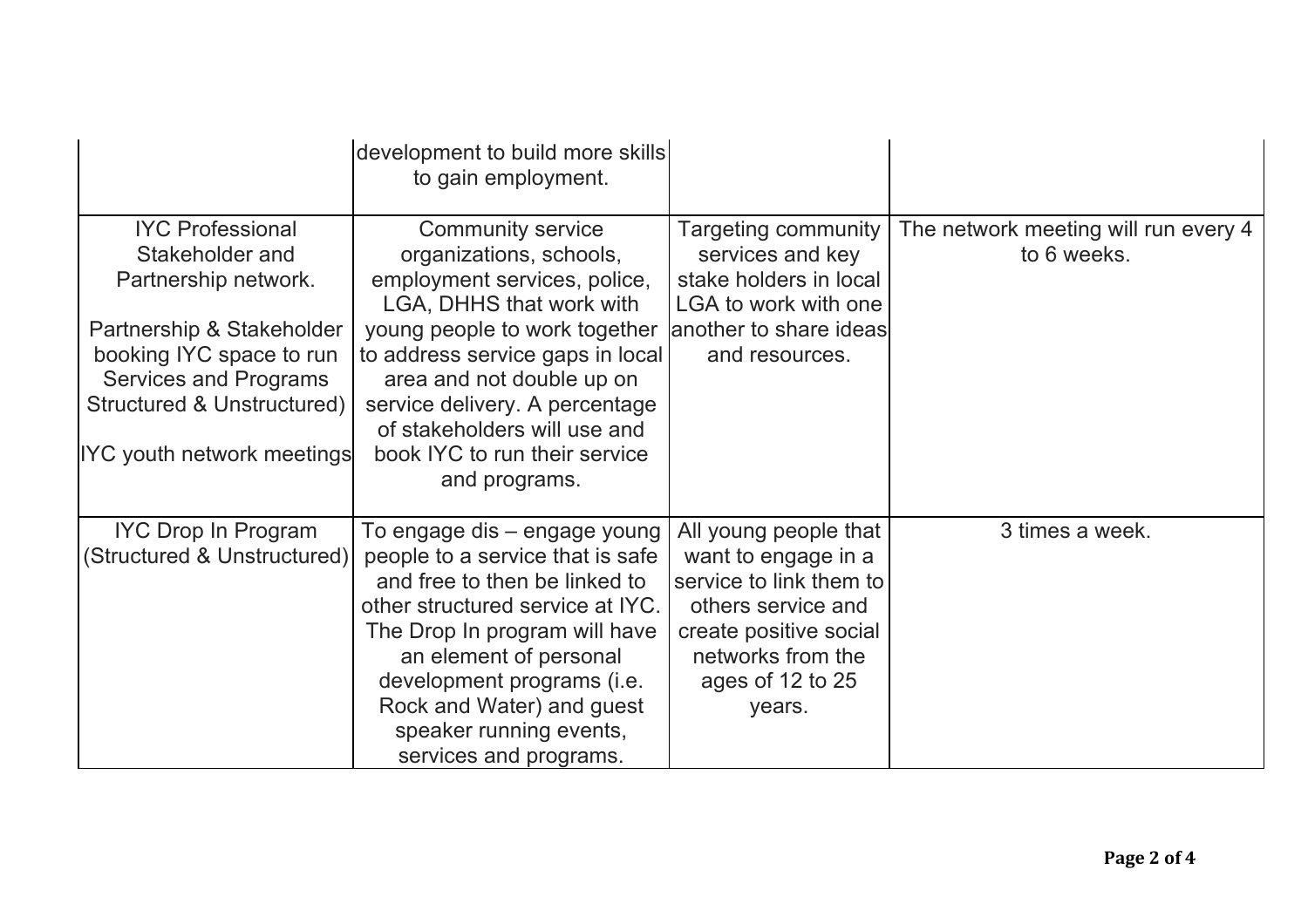| | | | |
|---|---|---|---|
| | development to build more skills to gain employment. | | |
| IYC Professional Stakeholder and Partnership network.<br><br>Partnership & Stakeholder booking IYC space to run Services and Programs Structured & Unstructured)<br><br>IYC youth network meetings | Community service organizations, schools, employment services, police, LGA, DHHS that work with young people to work together to address service gaps in local area and not double up on service delivery. A percentage of stakeholders will use and book IYC to run their service and programs. | Targeting community services and key stake holders in local LGA to work with one another to share ideas and resources. | The network meeting will run every 4 to 6 weeks. |
| IYC Drop In Program (Structured & Unstructured) | To engage dis – engage young people to a service that is safe and free to then be linked to other structured service at IYC. The Drop In program will have an element of personal development programs (i.e. Rock and Water) and guest speaker running events, services and programs. | All young people that want to engage in a service to link them to others service and create positive social networks from the ages of 12 to 25 years. | 3 times a week. |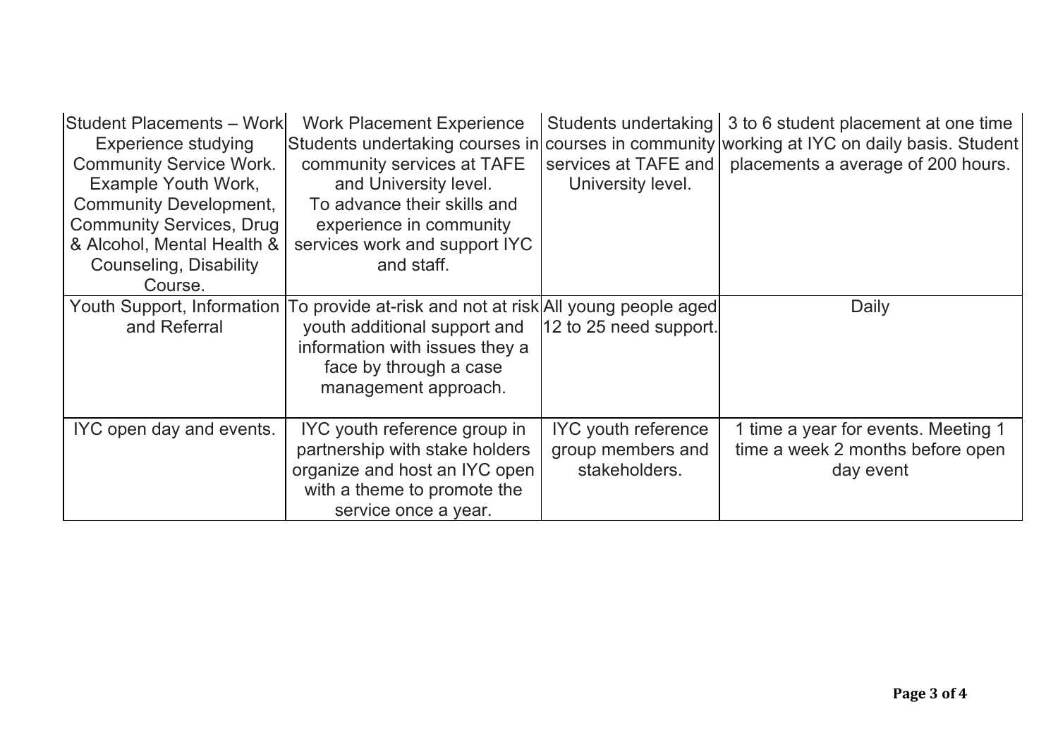| | | | |
|---|---|---|---|
| Student Placements – Work Experience studying Community Service Work. Example Youth Work, Community Development, Community Services, Drug & Alcohol, Mental Health & Counseling, Disability Course. | Work Placement Experience Students undertaking courses in community services at TAFE and University level. To advance their skills and experience in community services work and support IYC and staff. | Students undertaking courses in community services at TAFE and University level. | 3 to 6 student placement at one time working at IYC on daily basis. Student placements a average of 200 hours. |
| Youth Support, Information and Referral | To provide at-risk and not at risk youth additional support and information with issues they a face by through a case management approach. | All young people aged 12 to 25 need support. | Daily |
| IYC open day and events. | IYC youth reference group in partnership with stake holders organize and host an IYC open with a theme to promote the service once a year. | IYC youth reference group members and stakeholders. | 1 time a year for events. Meeting 1 time a week 2 months before open day event |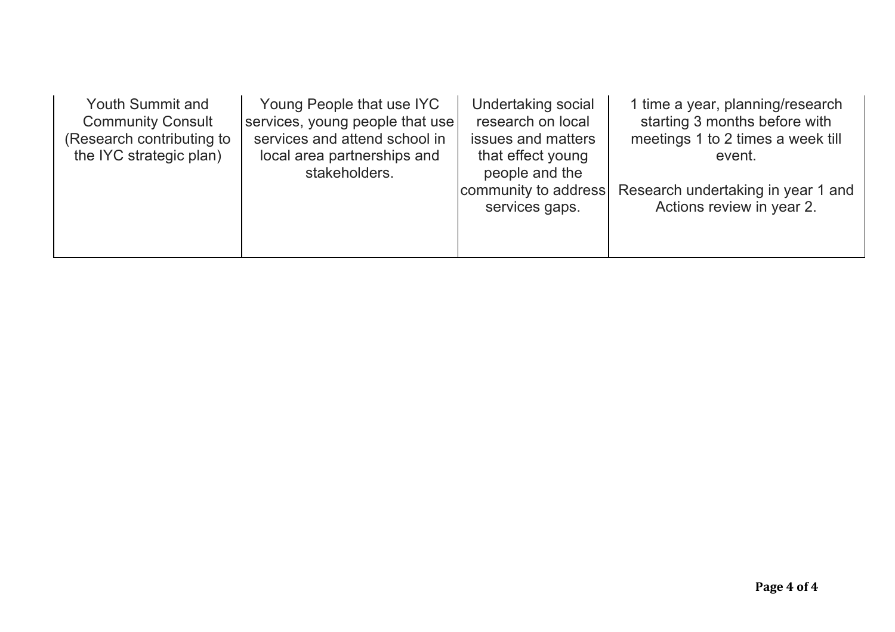| | | | |
|---|---|---|---|
| Youth Summit and Community Consult (Research contributing to the IYC strategic plan) | Young People that use IYC services, young people that use services and attend school in local area partnerships and stakeholders. | Undertaking social research on local issues and matters that effect young people and the community to address services gaps. | 1 time a year, planning/research starting 3 months before with meetings 1 to 2 times a week till event.<br><br>Research undertaking in year 1 and Actions review in year 2. |